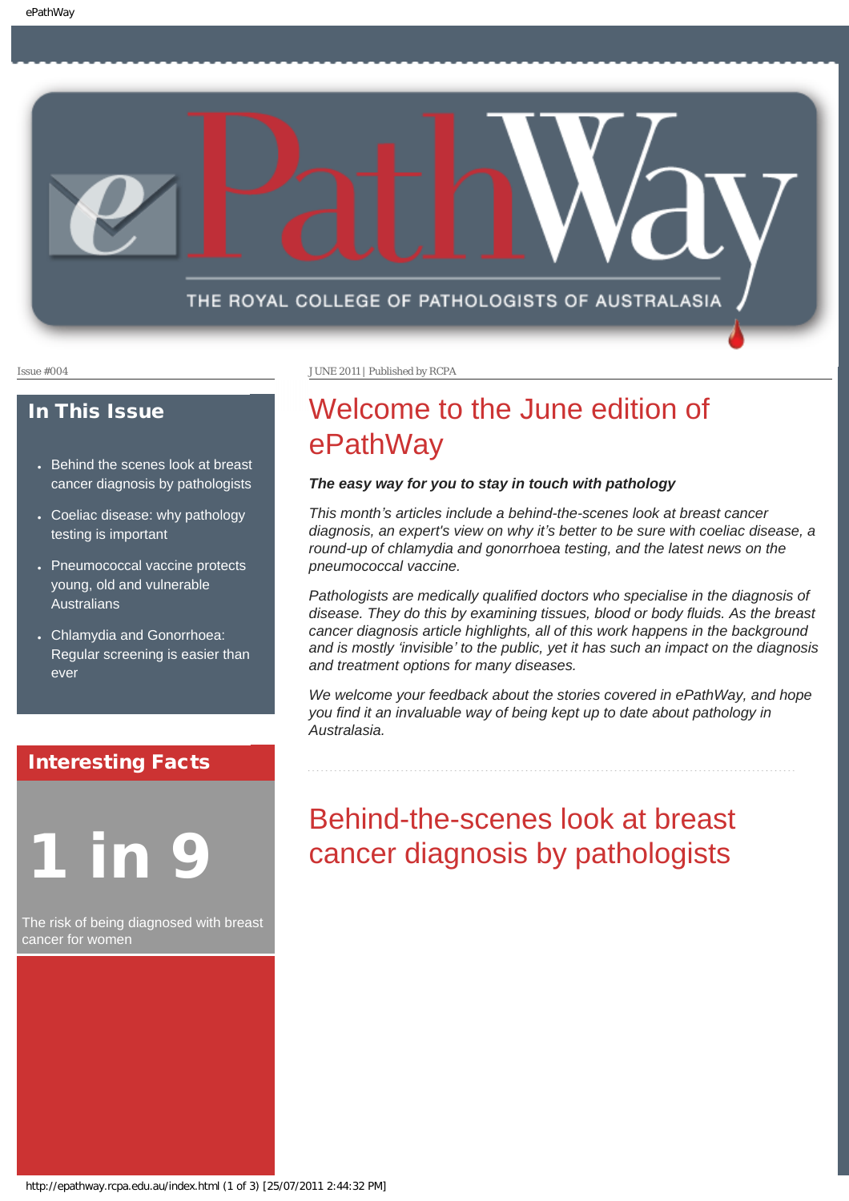# ePathWay

THE ROYAL COLLEGE OF PATHOLOGISTS OF AUSTRALASIA

Issue #004

JUNE 2011 | Published by RCPA

## In This Issue

- Behind the scenes look at breast cancer diagnosis by pathologists
- Coeliac disease: why pathology testing is important
- Pneumococcal vaccine protects young, old and vulnerable Australians
- Chlamydia and Gonorrhoea: Regular screening is easier than ever

## Interesting Facts

**1 in 9**

The risk of being diagnosed with breast cancer for women

# Welcome to the June edition of ePathWay

***The easy way for you to stay in touch with pathology***

*This month's articles include a behind-the-scenes look at breast cancer diagnosis, an expert's view on why it's better to be sure with coeliac disease, a round-up of chlamydia and gonorrhoea testing, and the latest news on the pneumococcal vaccine.*

*Pathologists are medically qualified doctors who specialise in the diagnosis of disease. They do this by examining tissues, blood or body fluids. As the breast cancer diagnosis article highlights, all of this work happens in the background and is mostly 'invisible' to the public, yet it has such an impact on the diagnosis and treatment options for many diseases.*

*We welcome your feedback about the stories covered in ePathWay, and hope you find it an invaluable way of being kept up to date about pathology in Australasia.*

# Behind-the-scenes look at breast cancer diagnosis by pathologists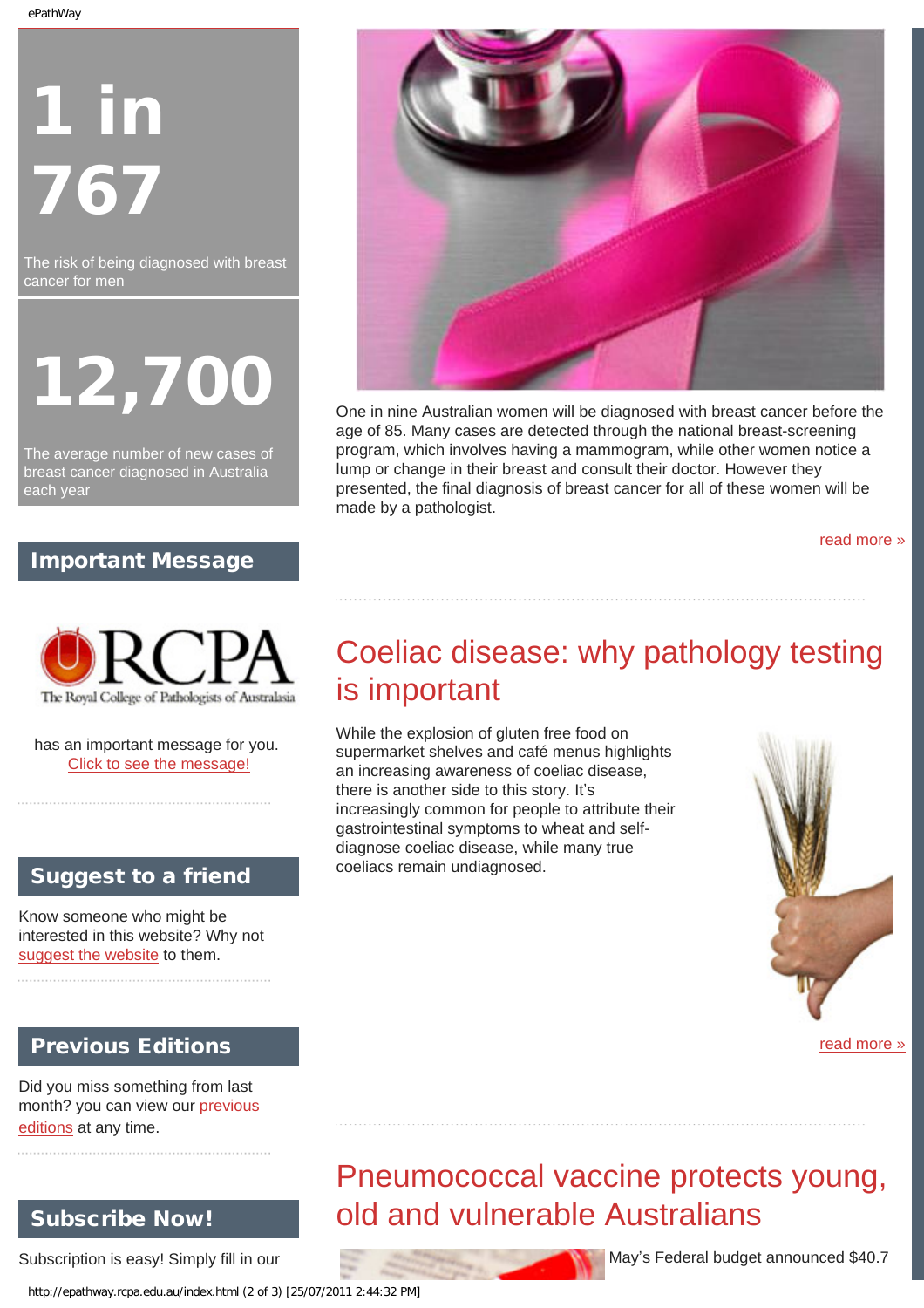# 1 in 767

The risk of being diagnosed with breast cancer for men

# 12,700

The average number of new cases of breast cancer diagnosed in Australia each year

One in nine Australian women will be diagnosed with breast cancer before the age of 85. Many cases are detected through the national breast-screening program, which involves having a mammogram, while other women notice a lump or change in their breast and consult their doctor. However they presented, the final diagnosis of breast cancer for all of these women will be made by a pathologist.

read more »

## Important Message

RCPA The Royal College of Pathologists of Australasia

has an important message for you.
Click to see the message!

## Coeliac disease: why pathology testing is important

While the explosion of gluten free food on supermarket shelves and café menus highlights an increasing awareness of coeliac disease, there is another side to this story. It's increasingly common for people to attribute their gastrointestinal symptoms to wheat and self-diagnose coeliac disease, while many true coeliacs remain undiagnosed.

read more »

## Suggest to a friend

Know someone who might be interested in this website? Why not suggest the website to them.

## Previous Editions

Did you miss something from last month? you can view our previous editions at any time.

## Pneumococcal vaccine protects young, old and vulnerable Australians

May's Federal budget announced $40.7

## Subscribe Now!

Subscription is easy! Simply fill in our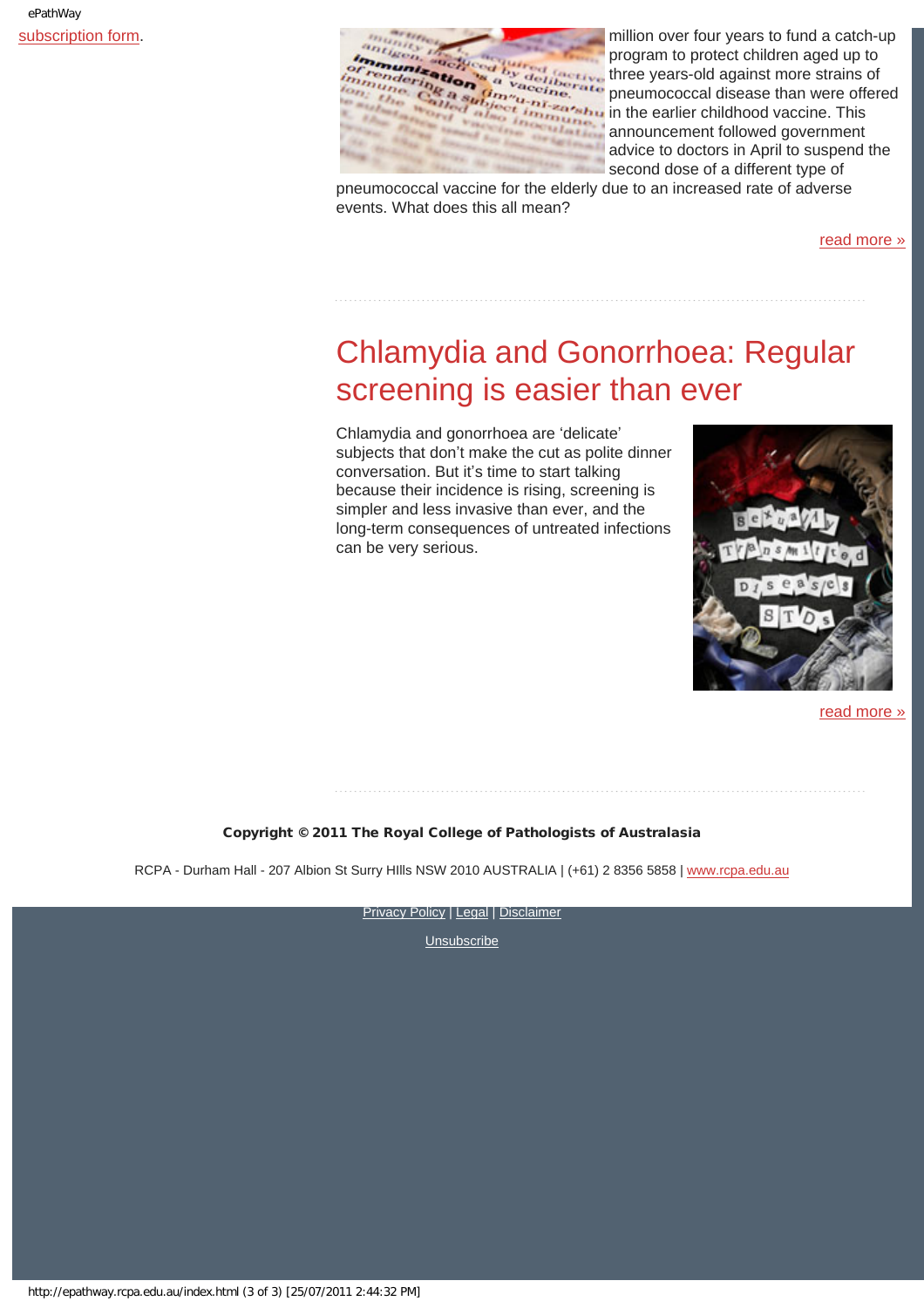subscription form.

million over four years to fund a catch-up program to protect children aged up to three years-old against more strains of pneumococcal disease than were offered in the earlier childhood vaccine. This announcement followed government advice to doctors in April to suspend the second dose of a different type of pneumococcal vaccine for the elderly due to an increased rate of adverse events. What does this all mean?

read more »

## Chlamydia and Gonorrhoea: Regular screening is easier than ever

Chlamydia and gonorrhoea are 'delicate' subjects that don't make the cut as polite dinner conversation. But it's time to start talking because their incidence is rising, screening is simpler and less invasive than ever, and the long-term consequences of untreated infections can be very serious.

read more »

**Copyright © 2011 The Royal College of Pathologists of Australasia**

RCPA - Durham Hall - 207 Albion St Surry HIlls NSW 2010 AUSTRALIA | (+61) 2 8356 5858 | www.rcpa.edu.au

Privacy Policy | Legal | Disclaimer

Unsubscribe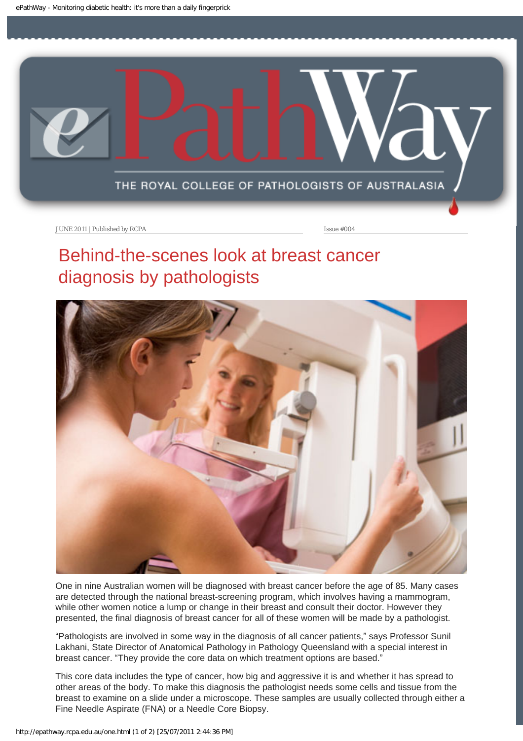JUNE 2011 | Published by RCPA

Issue #004

# Behind-the-scenes look at breast cancer diagnosis by pathologists

One in nine Australian women will be diagnosed with breast cancer before the age of 85. Many cases are detected through the national breast-screening program, which involves having a mammogram, while other women notice a lump or change in their breast and consult their doctor. However they presented, the final diagnosis of breast cancer for all of these women will be made by a pathologist.

"Pathologists are involved in some way in the diagnosis of all cancer patients," says Professor Sunil Lakhani, State Director of Anatomical Pathology in Pathology Queensland with a special interest in breast cancer. "They provide the core data on which treatment options are based."

This core data includes the type of cancer, how big and aggressive it is and whether it has spread to other areas of the body. To make this diagnosis the pathologist needs some cells and tissue from the breast to examine on a slide under a microscope. These samples are usually collected through either a Fine Needle Aspirate (FNA) or a Needle Core Biopsy.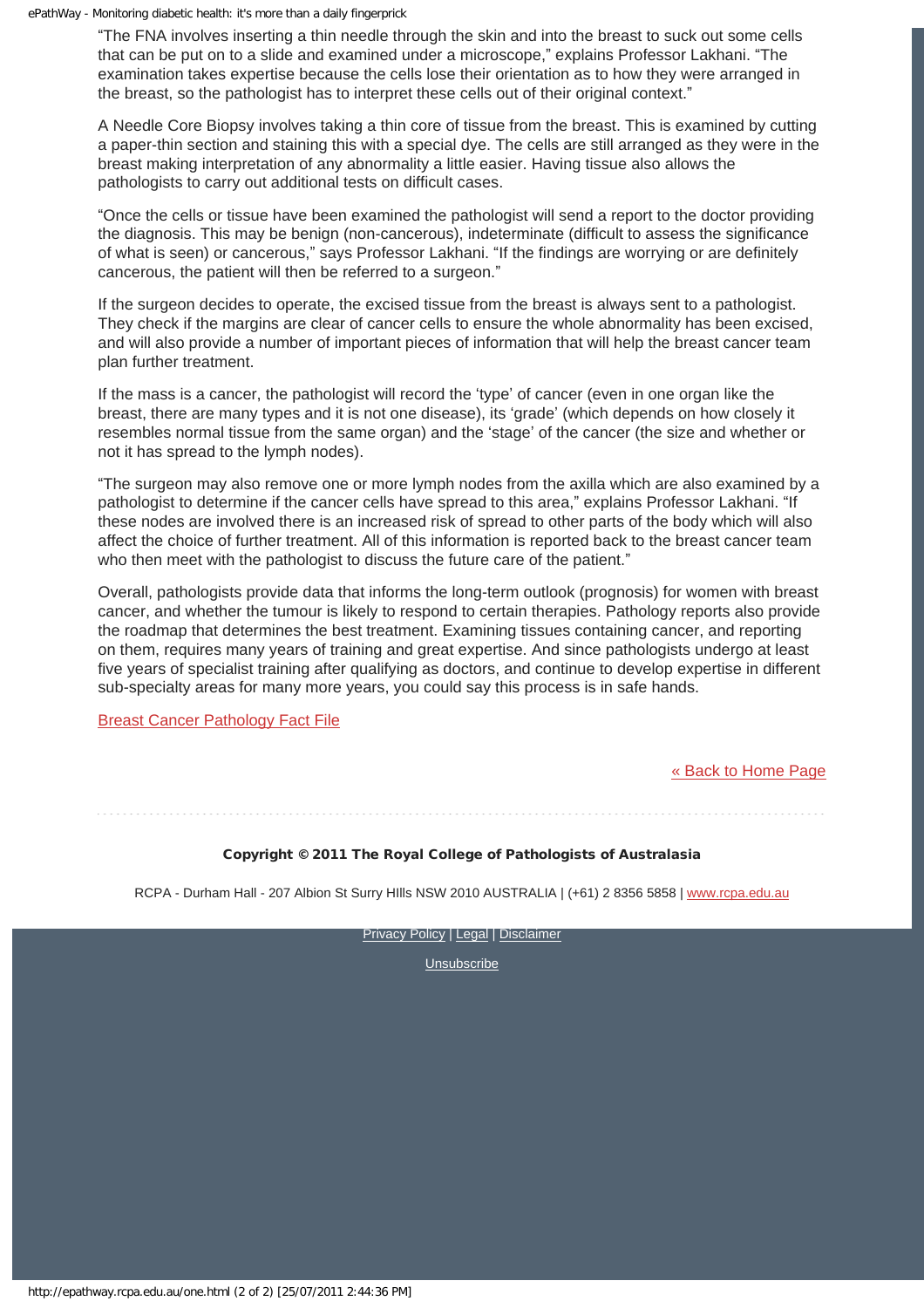"The FNA involves inserting a thin needle through the skin and into the breast to suck out some cells that can be put on to a slide and examined under a microscope," explains Professor Lakhani. "The examination takes expertise because the cells lose their orientation as to how they were arranged in the breast, so the pathologist has to interpret these cells out of their original context."

A Needle Core Biopsy involves taking a thin core of tissue from the breast. This is examined by cutting a paper-thin section and staining this with a special dye. The cells are still arranged as they were in the breast making interpretation of any abnormality a little easier. Having tissue also allows the pathologists to carry out additional tests on difficult cases.

"Once the cells or tissue have been examined the pathologist will send a report to the doctor providing the diagnosis. This may be benign (non-cancerous), indeterminate (difficult to assess the significance of what is seen) or cancerous," says Professor Lakhani. "If the findings are worrying or are definitely cancerous, the patient will then be referred to a surgeon."

If the surgeon decides to operate, the excised tissue from the breast is always sent to a pathologist. They check if the margins are clear of cancer cells to ensure the whole abnormality has been excised, and will also provide a number of important pieces of information that will help the breast cancer team plan further treatment.

If the mass is a cancer, the pathologist will record the 'type' of cancer (even in one organ like the breast, there are many types and it is not one disease), its 'grade' (which depends on how closely it resembles normal tissue from the same organ) and the 'stage' of the cancer (the size and whether or not it has spread to the lymph nodes).

"The surgeon may also remove one or more lymph nodes from the axilla which are also examined by a pathologist to determine if the cancer cells have spread to this area," explains Professor Lakhani. "If these nodes are involved there is an increased risk of spread to other parts of the body which will also affect the choice of further treatment. All of this information is reported back to the breast cancer team who then meet with the pathologist to discuss the future care of the patient."

Overall, pathologists provide data that informs the long-term outlook (prognosis) for women with breast cancer, and whether the tumour is likely to respond to certain therapies. Pathology reports also provide the roadmap that determines the best treatment. Examining tissues containing cancer, and reporting on them, requires many years of training and great expertise. And since pathologists undergo at least five years of specialist training after qualifying as doctors, and continue to develop expertise in different sub-specialty areas for many more years, you could say this process is in safe hands.

Breast Cancer Pathology Fact File

« Back to Home Page

**Copyright © 2011 The Royal College of Pathologists of Australasia**

RCPA - Durham Hall - 207 Albion St Surry HIlls NSW 2010 AUSTRALIA | (+61) 2 8356 5858 | www.rcpa.edu.au

Privacy Policy | Legal | Disclaimer

Unsubscribe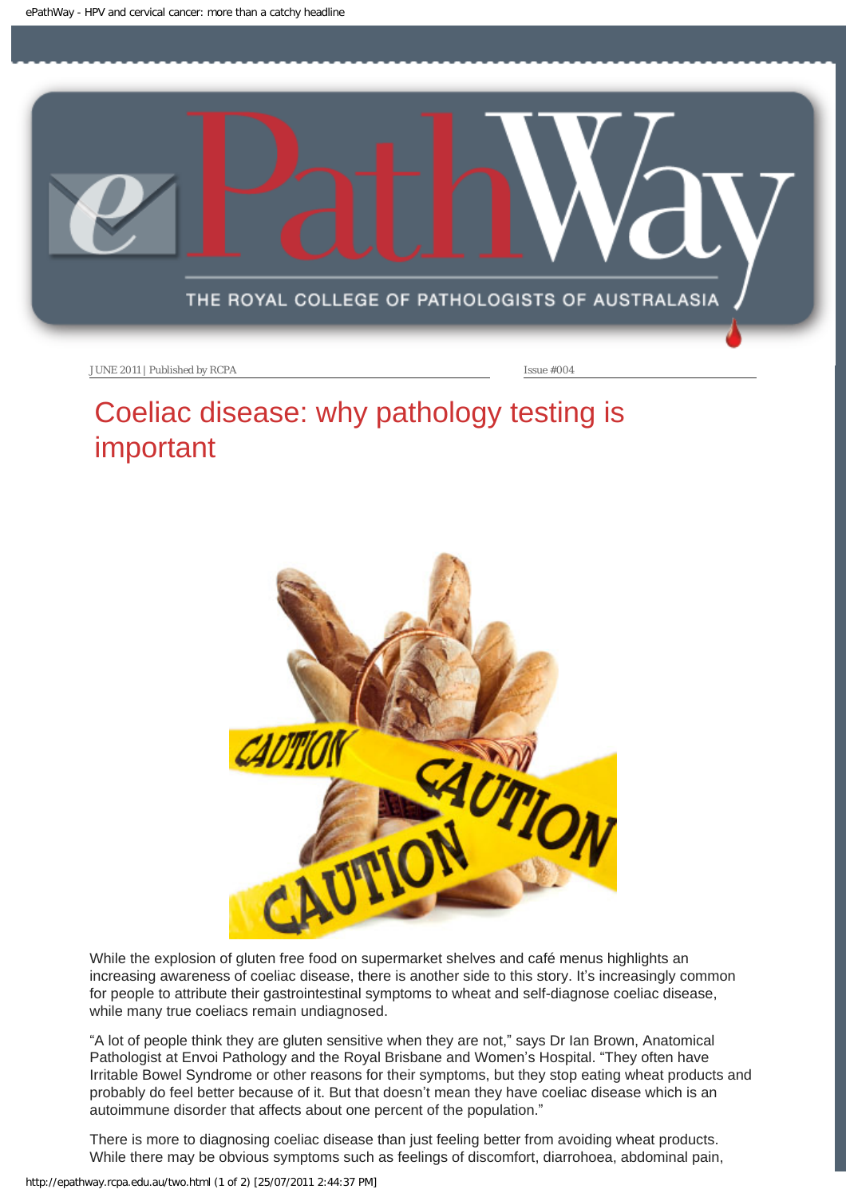JUNE 2011 | Published by RCPA

Issue #004

# Coeliac disease: why pathology testing is important

While the explosion of gluten free food on supermarket shelves and café menus highlights an increasing awareness of coeliac disease, there is another side to this story. It's increasingly common for people to attribute their gastrointestinal symptoms to wheat and self-diagnose coeliac disease, while many true coeliacs remain undiagnosed.

"A lot of people think they are gluten sensitive when they are not," says Dr Ian Brown, Anatomical Pathologist at Envoi Pathology and the Royal Brisbane and Women's Hospital. "They often have Irritable Bowel Syndrome or other reasons for their symptoms, but they stop eating wheat products and probably do feel better because of it. But that doesn't mean they have coeliac disease which is an autoimmune disorder that affects about one percent of the population."

There is more to diagnosing coeliac disease than just feeling better from avoiding wheat products. While there may be obvious symptoms such as feelings of discomfort, diarrohoea, abdominal pain,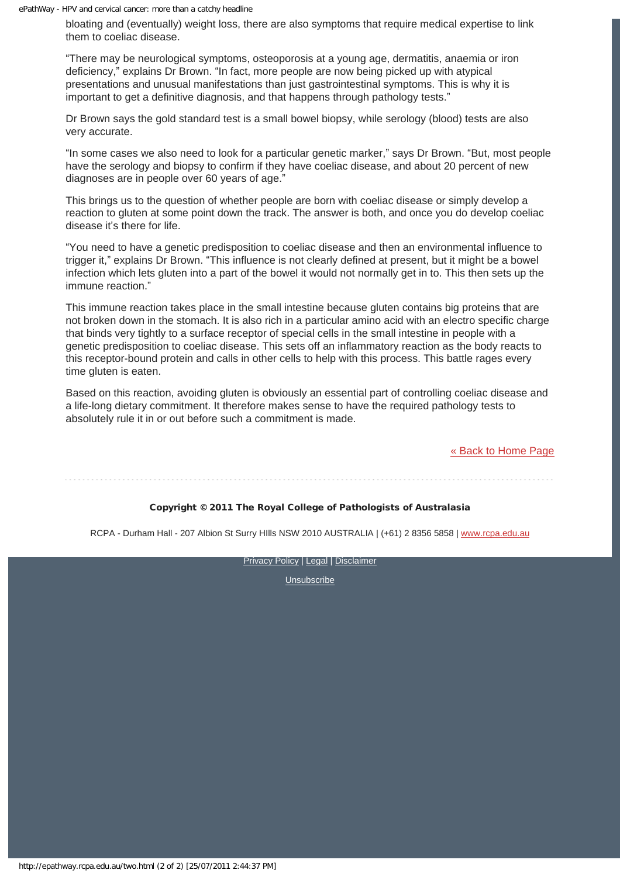bloating and (eventually) weight loss, there are also symptoms that require medical expertise to link them to coeliac disease.

"There may be neurological symptoms, osteoporosis at a young age, dermatitis, anaemia or iron deficiency," explains Dr Brown. "In fact, more people are now being picked up with atypical presentations and unusual manifestations than just gastrointestinal symptoms. This is why it is important to get a definitive diagnosis, and that happens through pathology tests."

Dr Brown says the gold standard test is a small bowel biopsy, while serology (blood) tests are also very accurate.

"In some cases we also need to look for a particular genetic marker," says Dr Brown. "But, most people have the serology and biopsy to confirm if they have coeliac disease, and about 20 percent of new diagnoses are in people over 60 years of age."

This brings us to the question of whether people are born with coeliac disease or simply develop a reaction to gluten at some point down the track. The answer is both, and once you do develop coeliac disease it's there for life.

"You need to have a genetic predisposition to coeliac disease and then an environmental influence to trigger it," explains Dr Brown. "This influence is not clearly defined at present, but it might be a bowel infection which lets gluten into a part of the bowel it would not normally get in to. This then sets up the immune reaction."

This immune reaction takes place in the small intestine because gluten contains big proteins that are not broken down in the stomach. It is also rich in a particular amino acid with an electro specific charge that binds very tightly to a surface receptor of special cells in the small intestine in people with a genetic predisposition to coeliac disease. This sets off an inflammatory reaction as the body reacts to this receptor-bound protein and calls in other cells to help with this process. This battle rages every time gluten is eaten.

Based on this reaction, avoiding gluten is obviously an essential part of controlling coeliac disease and a life-long dietary commitment. It therefore makes sense to have the required pathology tests to absolutely rule it in or out before such a commitment is made.

« Back to Home Page

**Copyright © 2011 The Royal College of Pathologists of Australasia**

RCPA - Durham Hall - 207 Albion St Surry HIlls NSW 2010 AUSTRALIA | (+61) 2 8356 5858 | www.rcpa.edu.au

Privacy Policy | Legal | Disclaimer

Unsubscribe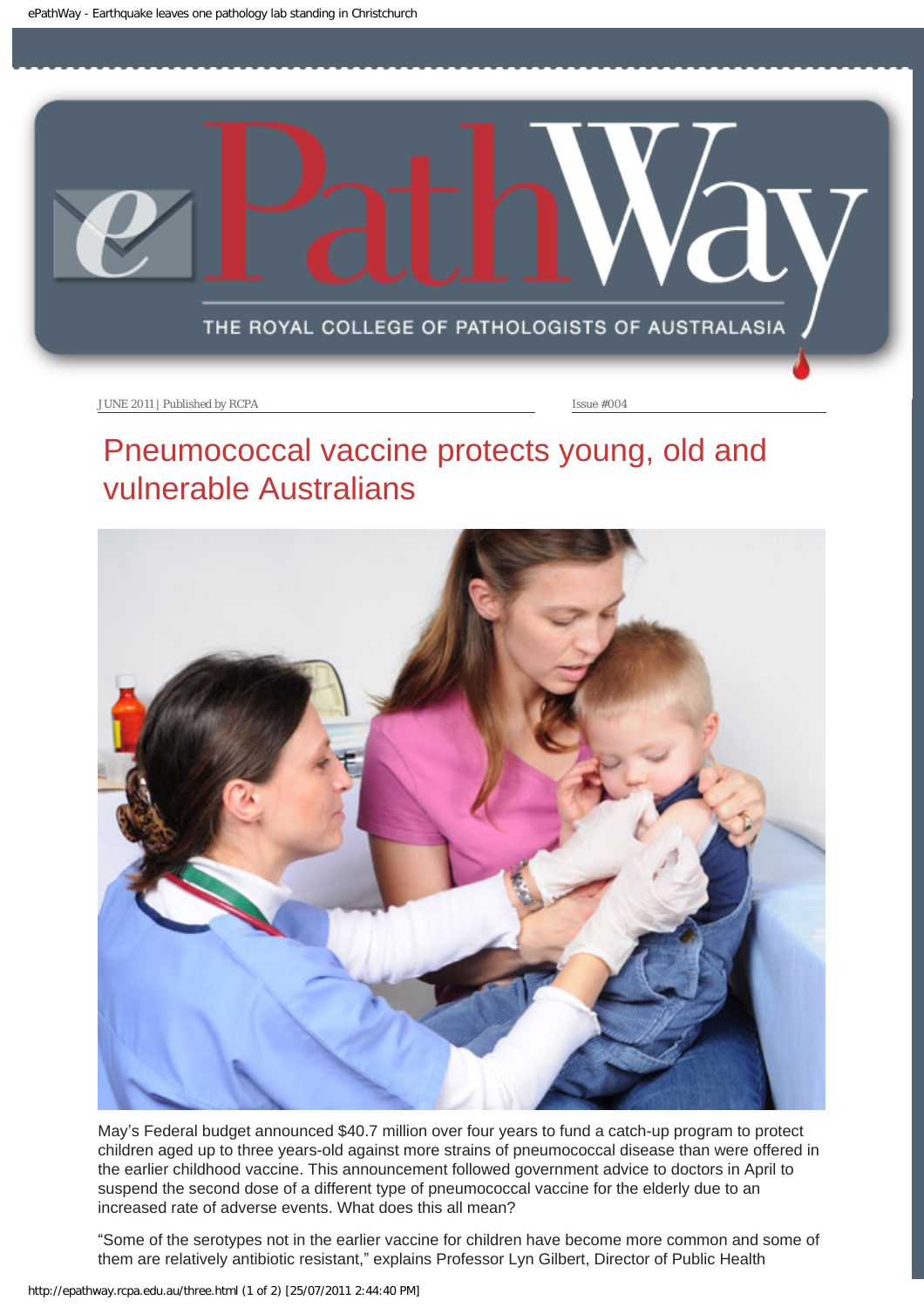JUNE 2011 | Published by RCPA

Issue #004

# Pneumococcal vaccine protects young, old and vulnerable Australians

May's Federal budget announced $40.7 million over four years to fund a catch-up program to protect children aged up to three years-old against more strains of pneumococcal disease than were offered in the earlier childhood vaccine. This announcement followed government advice to doctors in April to suspend the second dose of a different type of pneumococcal vaccine for the elderly due to an increased rate of adverse events. What does this all mean?

"Some of the serotypes not in the earlier vaccine for children have become more common and some of them are relatively antibiotic resistant," explains Professor Lyn Gilbert, Director of Public Health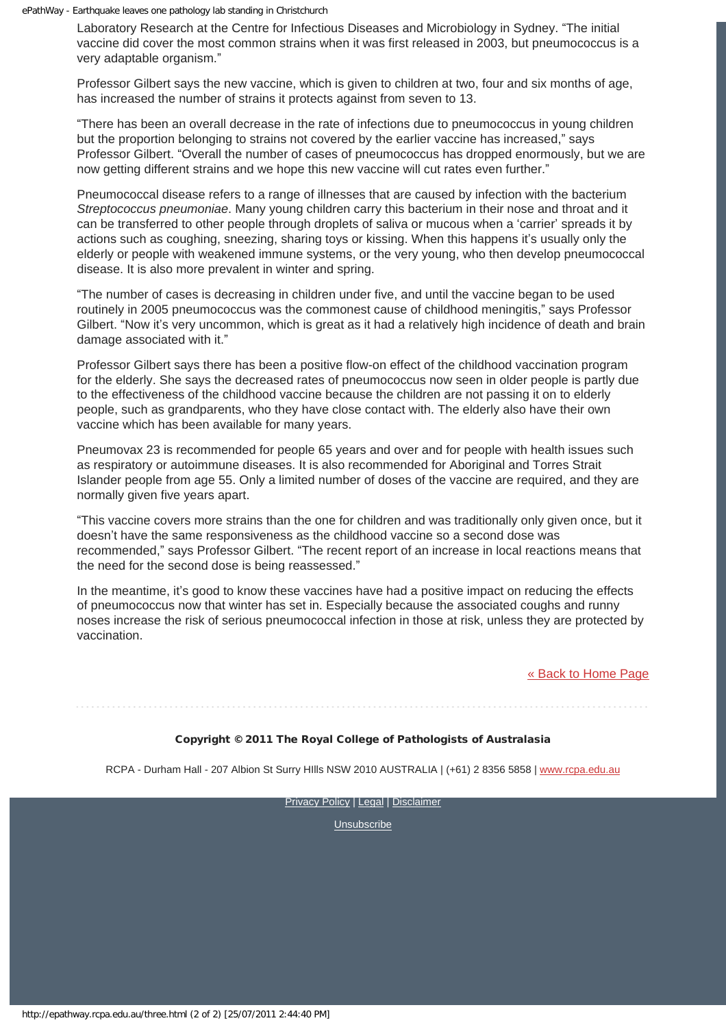Laboratory Research at the Centre for Infectious Diseases and Microbiology in Sydney. "The initial vaccine did cover the most common strains when it was first released in 2003, but pneumococcus is a very adaptable organism."

Professor Gilbert says the new vaccine, which is given to children at two, four and six months of age, has increased the number of strains it protects against from seven to 13.

"There has been an overall decrease in the rate of infections due to pneumococcus in young children but the proportion belonging to strains not covered by the earlier vaccine has increased," says Professor Gilbert. "Overall the number of cases of pneumococcus has dropped enormously, but we are now getting different strains and we hope this new vaccine will cut rates even further."

Pneumococcal disease refers to a range of illnesses that are caused by infection with the bacterium *Streptococcus pneumoniae*. Many young children carry this bacterium in their nose and throat and it can be transferred to other people through droplets of saliva or mucous when a 'carrier' spreads it by actions such as coughing, sneezing, sharing toys or kissing. When this happens it's usually only the elderly or people with weakened immune systems, or the very young, who then develop pneumococcal disease. It is also more prevalent in winter and spring.

"The number of cases is decreasing in children under five, and until the vaccine began to be used routinely in 2005 pneumococcus was the commonest cause of childhood meningitis," says Professor Gilbert. "Now it's very uncommon, which is great as it had a relatively high incidence of death and brain damage associated with it."

Professor Gilbert says there has been a positive flow-on effect of the childhood vaccination program for the elderly. She says the decreased rates of pneumococcus now seen in older people is partly due to the effectiveness of the childhood vaccine because the children are not passing it on to elderly people, such as grandparents, who they have close contact with. The elderly also have their own vaccine which has been available for many years.

Pneumovax 23 is recommended for people 65 years and over and for people with health issues such as respiratory or autoimmune diseases. It is also recommended for Aboriginal and Torres Strait Islander people from age 55. Only a limited number of doses of the vaccine are required, and they are normally given five years apart.

"This vaccine covers more strains than the one for children and was traditionally only given once, but it doesn't have the same responsiveness as the childhood vaccine so a second dose was recommended," says Professor Gilbert. "The recent report of an increase in local reactions means that the need for the second dose is being reassessed."

In the meantime, it's good to know these vaccines have had a positive impact on reducing the effects of pneumococcus now that winter has set in. Especially because the associated coughs and runny noses increase the risk of serious pneumococcal infection in those at risk, unless they are protected by vaccination.

[« Back to Home Page]

**Copyright © 2011 The Royal College of Pathologists of Australasia**

RCPA - Durham Hall - 207 Albion St Surry HIlls NSW 2010 AUSTRALIA | (+61) 2 8356 5858 | www.rcpa.edu.au

Privacy Policy | Legal | Disclaimer

Unsubscribe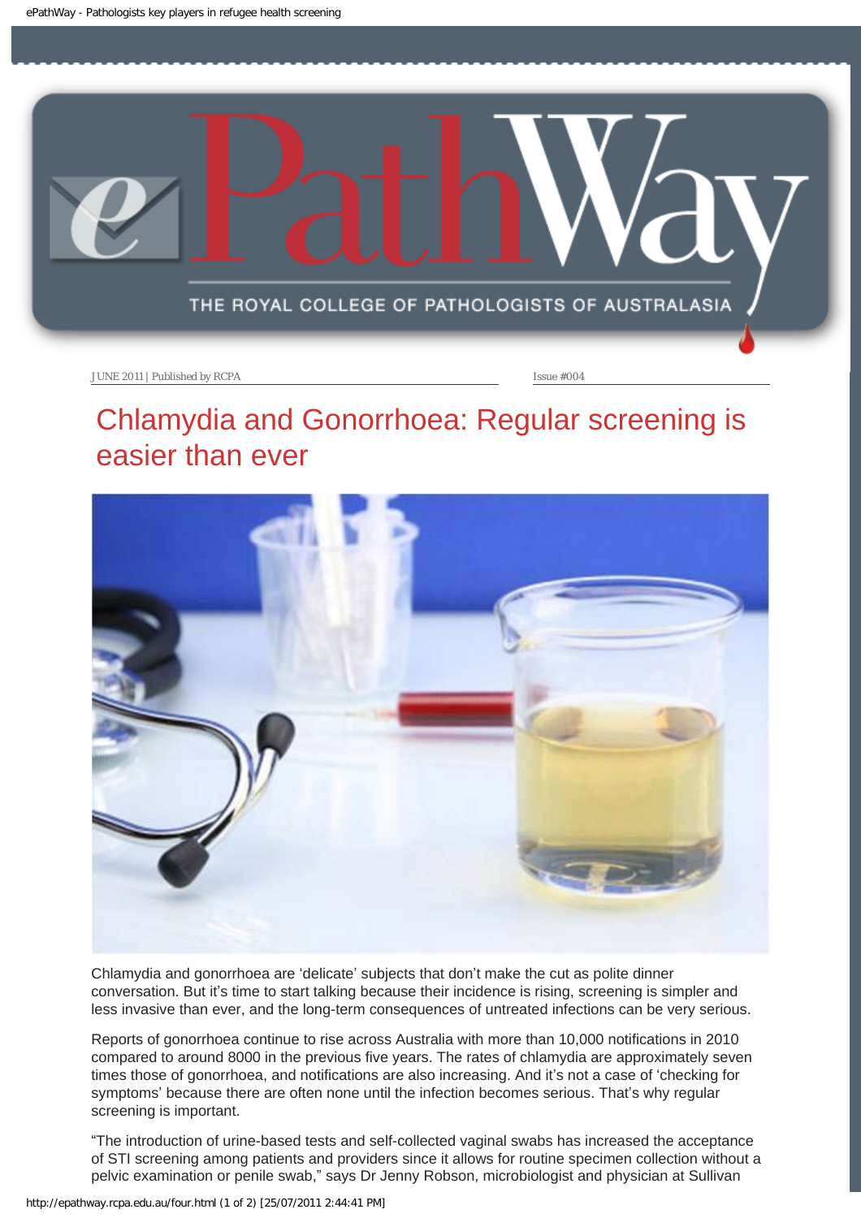JUNE 2011 | Published by RCPA | Issue #004

# Chlamydia and Gonorrhoea: Regular screening is easier than ever

Chlamydia and gonorrhoea are 'delicate' subjects that don't make the cut as polite dinner conversation. But it's time to start talking because their incidence is rising, screening is simpler and less invasive than ever, and the long-term consequences of untreated infections can be very serious.

Reports of gonorrhoea continue to rise across Australia with more than 10,000 notifications in 2010 compared to around 8000 in the previous five years. The rates of chlamydia are approximately seven times those of gonorrhoea, and notifications are also increasing. And it's not a case of 'checking for symptoms' because there are often none until the infection becomes serious. That's why regular screening is important.

"The introduction of urine-based tests and self-collected vaginal swabs has increased the acceptance of STI screening among patients and providers since it allows for routine specimen collection without a pelvic examination or penile swab," says Dr Jenny Robson, microbiologist and physician at Sullivan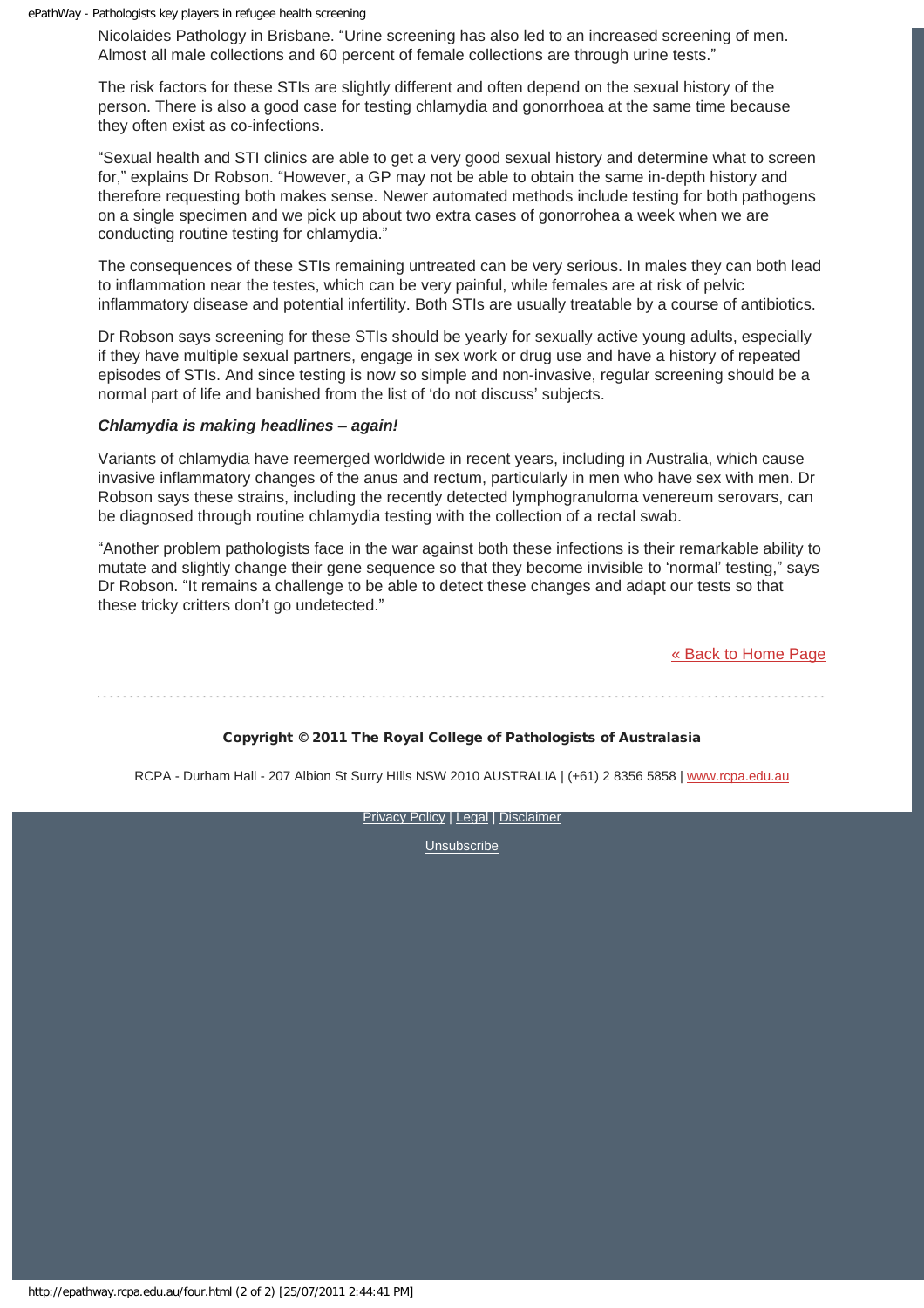Nicolaides Pathology in Brisbane. "Urine screening has also led to an increased screening of men. Almost all male collections and 60 percent of female collections are through urine tests."

The risk factors for these STIs are slightly different and often depend on the sexual history of the person. There is also a good case for testing chlamydia and gonorrhoea at the same time because they often exist as co-infections.

"Sexual health and STI clinics are able to get a very good sexual history and determine what to screen for," explains Dr Robson. "However, a GP may not be able to obtain the same in-depth history and therefore requesting both makes sense. Newer automated methods include testing for both pathogens on a single specimen and we pick up about two extra cases of gonorrohea a week when we are conducting routine testing for chlamydia."

The consequences of these STIs remaining untreated can be very serious. In males they can both lead to inflammation near the testes, which can be very painful, while females are at risk of pelvic inflammatory disease and potential infertility. Both STIs are usually treatable by a course of antibiotics.

Dr Robson says screening for these STIs should be yearly for sexually active young adults, especially if they have multiple sexual partners, engage in sex work or drug use and have a history of repeated episodes of STIs. And since testing is now so simple and non-invasive, regular screening should be a normal part of life and banished from the list of 'do not discuss' subjects.

***Chlamydia is making headlines – again!***

Variants of chlamydia have reemerged worldwide in recent years, including in Australia, which cause invasive inflammatory changes of the anus and rectum, particularly in men who have sex with men. Dr Robson says these strains, including the recently detected lymphogranuloma venereum serovars, can be diagnosed through routine chlamydia testing with the collection of a rectal swab.

"Another problem pathologists face in the war against both these infections is their remarkable ability to mutate and slightly change their gene sequence so that they become invisible to 'normal' testing," says Dr Robson. "It remains a challenge to be able to detect these changes and adapt our tests so that these tricky critters don't go undetected."

« Back to Home Page

**Copyright © 2011 The Royal College of Pathologists of Australasia**

RCPA - Durham Hall - 207 Albion St Surry HIlls NSW 2010 AUSTRALIA | (+61) 2 8356 5858 | www.rcpa.edu.au

Privacy Policy | Legal | Disclaimer

Unsubscribe